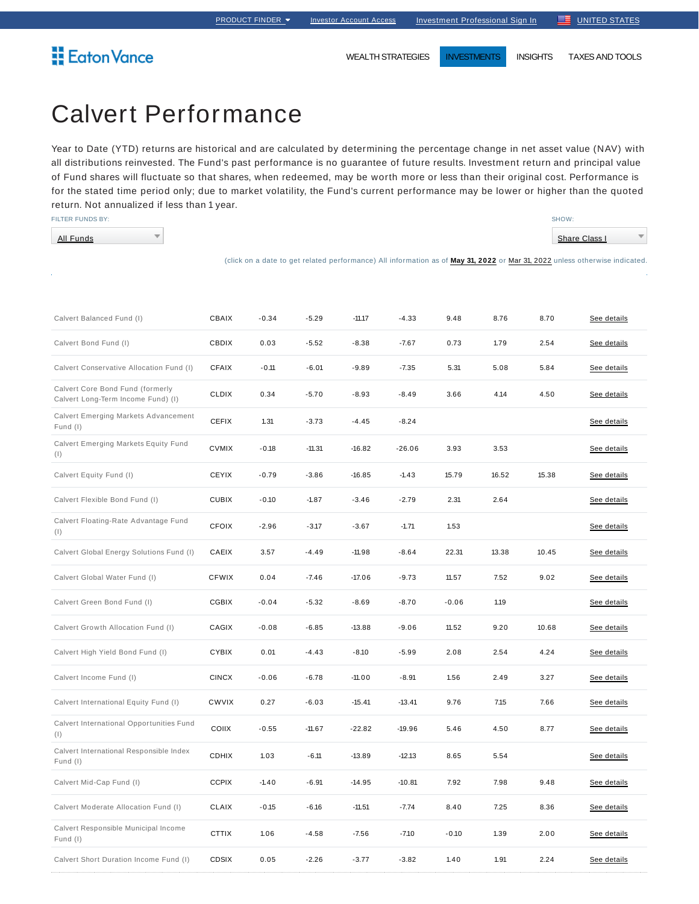PRODUCT FINDER | Investor Account Access | Investment Professional Sign In | UNITED STATES

Eaton Vance

WEALTH STRATEGIES | INVESTMENTS | INSIGHTS | TAXES AND TOOLS

# Calvert Performance

Year to Date (YTD) returns are historical and are calculated by determining the percentage change in net asset value (NAV) with all distributions reinvested. The Fund's past performance is no guarantee of future results. Investment return and principal value of Fund shares will fluctuate so that shares, when redeemed, may be worth more or less than their original cost. Performance is for the stated time period only; due to market volatility, the Fund's current performance may be lower or higher than the quoted return. Not annualized if less than 1 year.

FILTER FUNDS BY: All Funds

SHOW: Share Class I

(click on a date to get related performance) All information as of **May 31, 2022** or Mar 31, 2022 unless otherwise indicated.

| | | | | | | | | | |
|---|---|---|---|---|---|---|---|---|---|
| Calvert Balanced Fund (I) | CBAIX | -0.34 | -5.29 | -11.17 | -4.33 | 9.48 | 8.76 | 8.70 | See details |
| Calvert Bond Fund (I) | CBDIX | 0.03 | -5.52 | -8.38 | -7.67 | 0.73 | 1.79 | 2.54 | See details |
| Calvert Conservative Allocation Fund (I) | CFAIX | -0.11 | -6.01 | -9.89 | -7.35 | 5.31 | 5.08 | 5.84 | See details |
| Calvert Core Bond Fund (formerly Calvert Long-Term Income Fund) (I) | CLDIX | 0.34 | -5.70 | -8.93 | -8.49 | 3.66 | 4.14 | 4.50 | See details |
| Calvert Emerging Markets Advancement Fund (I) | CEFIX | 1.31 | -3.73 | -4.45 | -8.24 | | | | See details |
| Calvert Emerging Markets Equity Fund (I) | CVMIX | -0.18 | -11.31 | -16.82 | -26.06 | 3.93 | 3.53 | | See details |
| Calvert Equity Fund (I) | CEYIX | -0.79 | -3.86 | -16.85 | -1.43 | 15.79 | 16.52 | 15.38 | See details |
| Calvert Flexible Bond Fund (I) | CUBIX | -0.10 | -1.87 | -3.46 | -2.79 | 2.31 | 2.64 | | See details |
| Calvert Floating-Rate Advantage Fund (I) | CFOIX | -2.96 | -3.17 | -3.67 | -1.71 | 1.53 | | | See details |
| Calvert Global Energy Solutions Fund (I) | CAEIX | 3.57 | -4.49 | -11.98 | -8.64 | 22.31 | 13.38 | 10.45 | See details |
| Calvert Global Water Fund (I) | CFWIX | 0.04 | -7.46 | -17.06 | -9.73 | 11.57 | 7.52 | 9.02 | See details |
| Calvert Green Bond Fund (I) | CGBIX | -0.04 | -5.32 | -8.69 | -8.70 | -0.06 | 1.19 | | See details |
| Calvert Growth Allocation Fund (I) | CAGIX | -0.08 | -6.85 | -13.88 | -9.06 | 11.52 | 9.20 | 10.68 | See details |
| Calvert High Yield Bond Fund (I) | CYBIX | 0.01 | -4.43 | -8.10 | -5.99 | 2.08 | 2.54 | 4.24 | See details |
| Calvert Income Fund (I) | CINCX | -0.06 | -6.78 | -11.00 | -8.91 | 1.56 | 2.49 | 3.27 | See details |
| Calvert International Equity Fund (I) | CWVIX | 0.27 | -6.03 | -15.41 | -13.41 | 9.76 | 7.15 | 7.66 | See details |
| Calvert International Opportunities Fund (I) | COIIX | -0.55 | -11.67 | -22.82 | -19.96 | 5.46 | 4.50 | 8.77 | See details |
| Calvert International Responsible Index Fund (I) | CDHIX | 1.03 | -6.11 | -13.89 | -12.13 | 8.65 | 5.54 | | See details |
| Calvert Mid-Cap Fund (I) | CCPIX | -1.40 | -6.91 | -14.95 | -10.81 | 7.92 | 7.98 | 9.48 | See details |
| Calvert Moderate Allocation Fund (I) | CLAIX | -0.15 | -6.16 | -11.51 | -7.74 | 8.40 | 7.25 | 8.36 | See details |
| Calvert Responsible Municipal Income Fund (I) | CTTIX | 1.06 | -4.58 | -7.56 | -7.10 | -0.10 | 1.39 | 2.00 | See details |
| Calvert Short Duration Income Fund (I) | CDSIX | 0.05 | -2.26 | -3.77 | -3.82 | 1.40 | 1.91 | 2.24 | See details |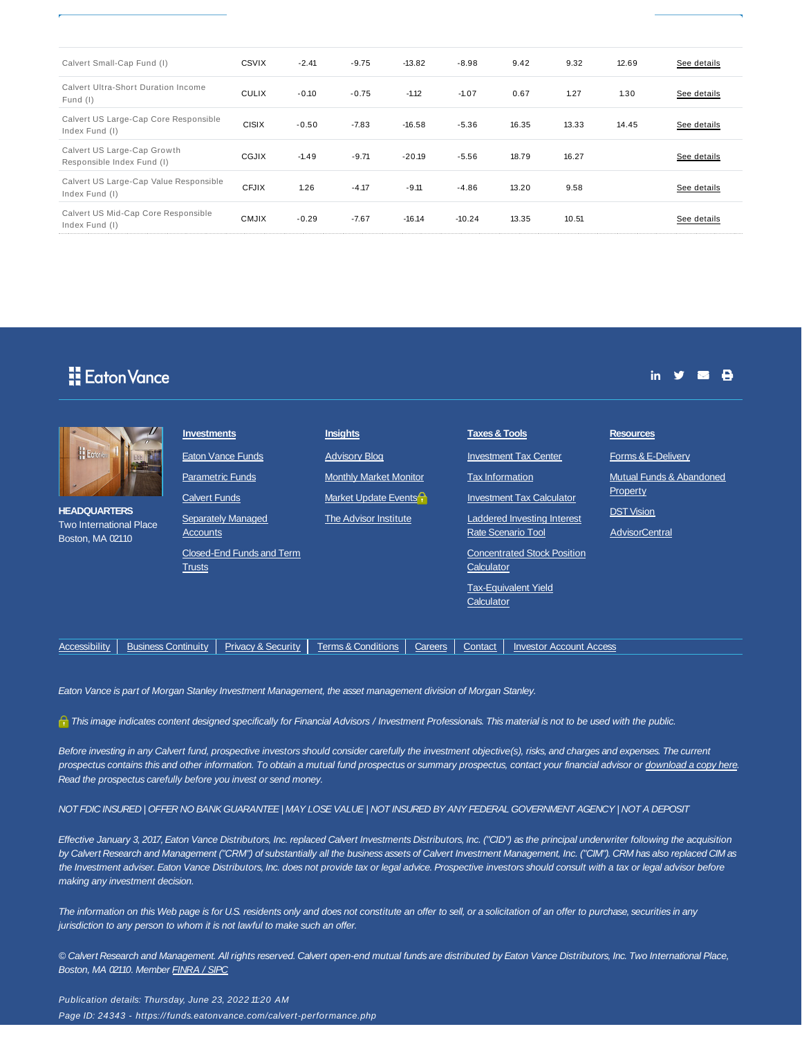| | | | | | | | | | |
|---|---|---|---|---|---|---|---|---|---|
| Calvert Small-Cap Fund (I) | CSVIX | -2.41 | -9.75 | -13.82 | -8.98 | 9.42 | 9.32 | 12.69 | See details |
| Calvert Ultra-Short Duration Income Fund (I) | CULIX | -0.10 | -0.75 | -1.12 | -1.07 | 0.67 | 1.27 | 1.30 | See details |
| Calvert US Large-Cap Core Responsible Index Fund (I) | CISIX | -0.50 | -7.83 | -16.58 | -5.36 | 16.35 | 13.33 | 14.45 | See details |
| Calvert US Large-Cap Growth Responsible Index Fund (I) | CGJIX | -1.49 | -9.71 | -20.19 | -5.56 | 18.79 | 16.27 | | See details |
| Calvert US Large-Cap Value Responsible Index Fund (I) | CFJIX | 1.26 | -4.17 | -9.11 | -4.86 | 13.20 | 9.58 | | See details |
| Calvert US Mid-Cap Core Responsible Index Fund (I) | CMJIX | -0.29 | -7.67 | -16.14 | -10.24 | 13.35 | 10.51 | | See details |

Eaton Vance

**HEADQUARTERS**
Two International Place
Boston, MA 02110

**Investments**
- Eaton Vance Funds
- Parametric Funds
- Calvert Funds
- Separately Managed Accounts
- Closed-End Funds and Term Trusts

**Insights**
- Advisory Blog
- Monthly Market Monitor
- Market Update Events
- The Advisor Institute

**Taxes & Tools**
- Investment Tax Center
- Tax Information
- Investment Tax Calculator
- Laddered Investing Interest Rate Scenario Tool
- Concentrated Stock Position Calculator
- Tax-Equivalent Yield Calculator

**Resources**
- Forms & E-Delivery
- Mutual Funds & Abandoned Property
- DST Vision
- AdvisorCentral

Accessibility | Business Continuity | Privacy & Security | Terms & Conditions | Careers | Contact | Investor Account Access

*Eaton Vance is part of Morgan Stanley Investment Management, the asset management division of Morgan Stanley.*

*This image indicates content designed specifically for Financial Advisors / Investment Professionals. This material is not to be used with the public.*

*Before investing in any Calvert fund, prospective investors should consider carefully the investment objective(s), risks, and charges and expenses. The current prospectus contains this and other information. To obtain a mutual fund prospectus or summary prospectus, contact your financial advisor or download a copy here. Read the prospectus carefully before you invest or send money.*

*NOT FDIC INSURED | OFFER NO BANK GUARANTEE | MAY LOSE VALUE | NOT INSURED BY ANY FEDERAL GOVERNMENT AGENCY | NOT A DEPOSIT*

*Effective January 3, 2017, Eaton Vance Distributors, Inc. replaced Calvert Investments Distributors, Inc. ("CID") as the principal underwriter following the acquisition by Calvert Research and Management ("CRM") of substantially all the business assets of Calvert Investment Management, Inc. ("CIM"). CRM has also replaced CIM as the Investment adviser. Eaton Vance Distributors, Inc. does not provide tax or legal advice. Prospective investors should consult with a tax or legal advisor before making any investment decision.*

*The information on this Web page is for U.S. residents only and does not constitute an offer to sell, or a solicitation of an offer to purchase, securities in any jurisdiction to any person to whom it is not lawful to make such an offer.*

*© Calvert Research and Management. All rights reserved. Calvert open-end mutual funds are distributed by Eaton Vance Distributors, Inc. Two International Place, Boston, MA 02110. Member FINRA / SIPC*

*Publication details: Thursday, June 23, 2022 11:20 AM*
*Page ID: 24343 - https://funds.eatonvance.com/calvert-performance.php*